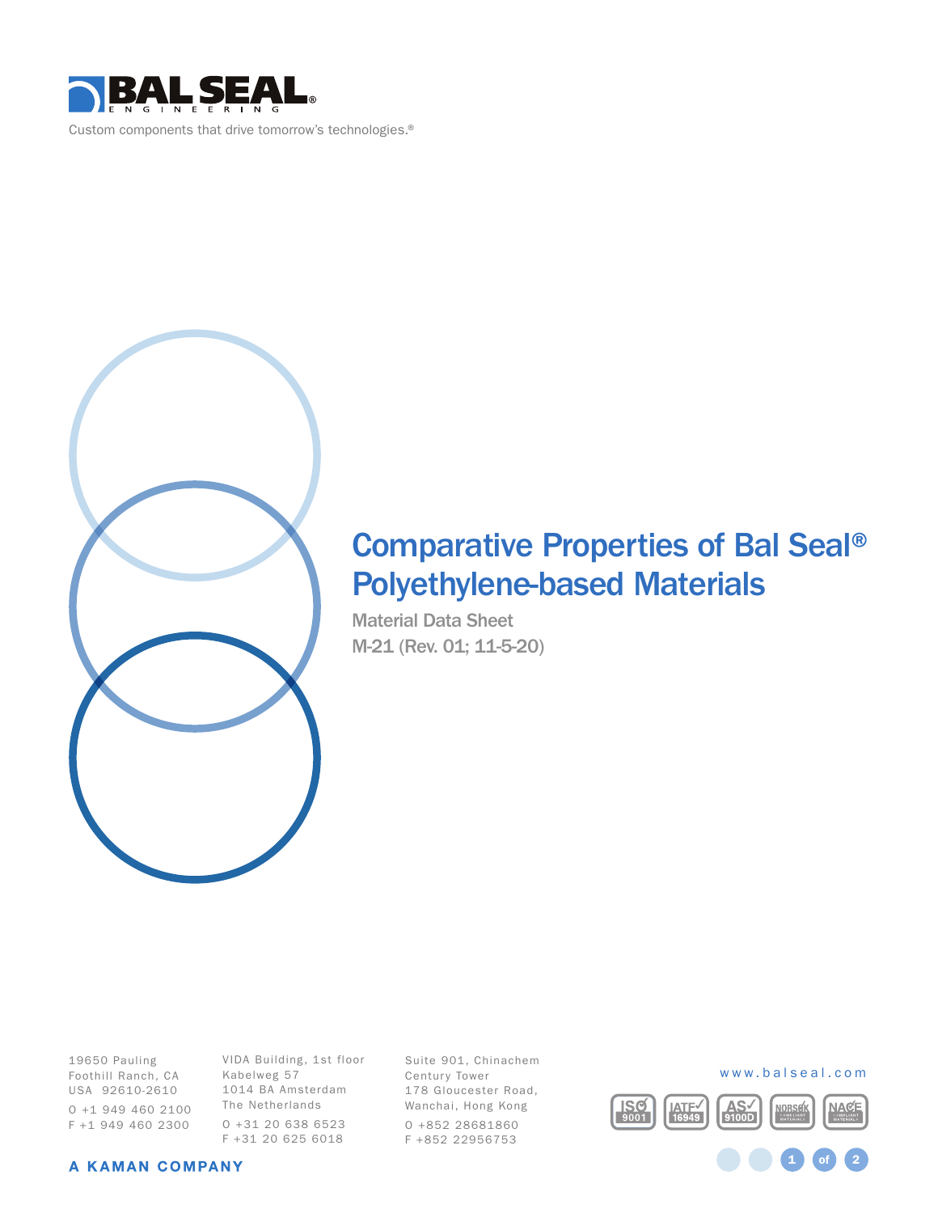BAL SEAL® ENGINEERING

Custom components that drive tomorrow's technologies.®

# Comparative Properties of Bal Seal® Polyethylene-based Materials

Material Data Sheet

M-21 (Rev. 01; 11-5-20)

19650 Pauling
Foothill Ranch, CA
USA 92610-2610
O +1 949 460 2100
F +1 949 460 2300

VIDA Building, 1st floor
Kabelweg 57
1014 BA Amsterdam
The Netherlands
O +31 20 638 6523
F +31 20 625 6018

Suite 901, Chinachem
Century Tower
178 Gloucester Road,
Wanchai, Hong Kong
O +852 28681860
F +852 22956753

www.balseal.com

ISO 9001 | IATF 16949 | AS 9100D | NORSOK | NACE

A KAMAN COMPANY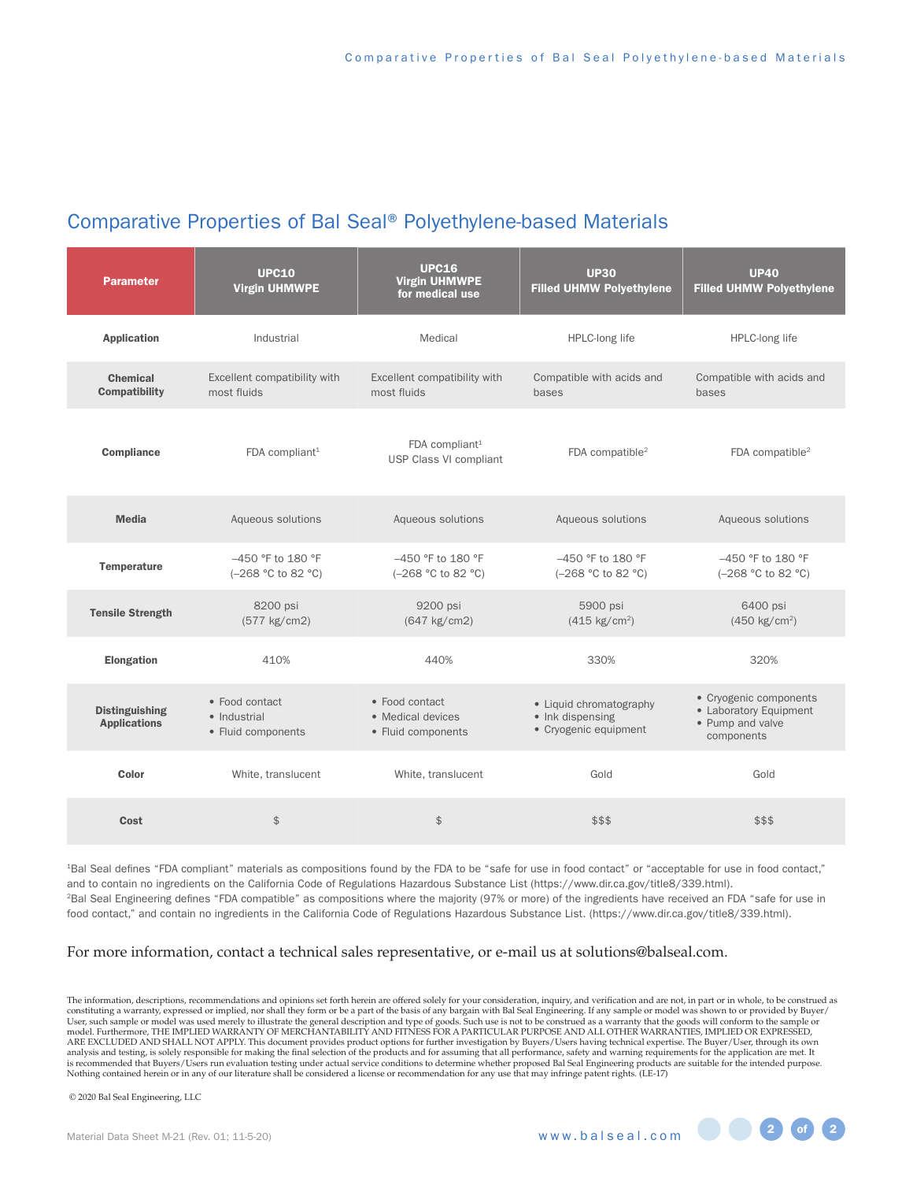# Comparative Properties of Bal Seal® Polyethylene-based Materials

| Parameter | UPC10 Virgin UHMWPE | UPC16 Virgin UHMWPE for medical use | UP30 Filled UHMW Polyethylene | UP40 Filled UHMW Polyethylene |
|---|---|---|---|---|
| **Application** | Industrial | Medical | HPLC-long life | HPLC-long life |
| **Chemical Compatibility** | Excellent compatibility with most fluids | Excellent compatibility with most fluids | Compatible with acids and bases | Compatible with acids and bases |
| **Compliance** | FDA compliant[1] | FDA compliant[1] USP Class VI compliant | FDA compatible[2] | FDA compatible[2] |
| **Media** | Aqueous solutions | Aqueous solutions | Aqueous solutions | Aqueous solutions |
| **Temperature** | –450 °F to 180 °F (–268 °C to 82 °C) | –450 °F to 180 °F (–268 °C to 82 °C) | –450 °F to 180 °F (–268 °C to 82 °C) | –450 °F to 180 °F (–268 °C to 82 °C) |
| **Tensile Strength** | 8200 psi (577 kg/cm2) | 9200 psi (647 kg/cm2) | 5900 psi (415 kg/cm$^2$) | 6400 psi (450 kg/cm$^2$) |
| **Elongation** | 410% | 440% | 330% | 320% |
| **Distinguishing Applications** | • Food contact<br>• Industrial<br>• Fluid components | • Food contact<br>• Medical devices<br>• Fluid components | • Liquid chromatography<br>• Ink dispensing<br>• Cryogenic equipment | • Cryogenic components<br>• Laboratory Equipment<br>• Pump and valve components |
| **Color** | White, translucent | White, translucent | Gold | Gold |
| **Cost** | $ | $ | $$$ | $$$ |

[1]Bal Seal defines “FDA compliant” materials as compositions found by the FDA to be “safe for use in food contact” or “acceptable for use in food contact,” and to contain no ingredients on the California Code of Regulations Hazardous Substance List (https://www.dir.ca.gov/title8/339.html).
[2]Bal Seal Engineering defines “FDA compatible” as compositions where the majority (97% or more) of the ingredients have received an FDA “safe for use in food contact,” and contain no ingredients in the California Code of Regulations Hazardous Substance List. (https://www.dir.ca.gov/title8/339.html).

For more information, contact a technical sales representative, or e-mail us at solutions@balseal.com.

The information, descriptions, recommendations and opinions set forth herein are offered solely for your consideration, inquiry, and verification and are not, in part or in whole, to be construed as constituting a warranty, expressed or implied, nor shall they form or be a part of the basis of any bargain with Bal Seal Engineering. If any sample or model was shown to or provided by Buyer/User, such sample or model was used merely to illustrate the general description and type of goods. Such use is not to be construed as a warranty that the goods will conform to the sample or model. Furthermore, THE IMPLIED WARRANTY OF MERCHANTABILITY AND FITNESS FOR A PARTICULAR PURPOSE AND ALL OTHER WARRANTIES, IMPLIED OR EXPRESSED, ARE EXCLUDED AND SHALL NOT APPLY. This document provides product options for further investigation by Buyers/Users having technical expertise. The Buyer/User, through its own analysis and testing, is solely responsible for making the final selection of the products and for assuming that all performance, safety and warning requirements for the application are met. It is recommended that Buyers/Users run evaluation testing under actual service conditions to determine whether proposed Bal Seal Engineering products are suitable for the intended purpose. Nothing contained herein or in any of our literature shall be considered a license or recommendation for any use that may infringe patent rights. (LE-17)

© 2020 Bal Seal Engineering, LLC

Material Data Sheet M-21 (Rev. 01; 11-5-20)

www.balseal.com